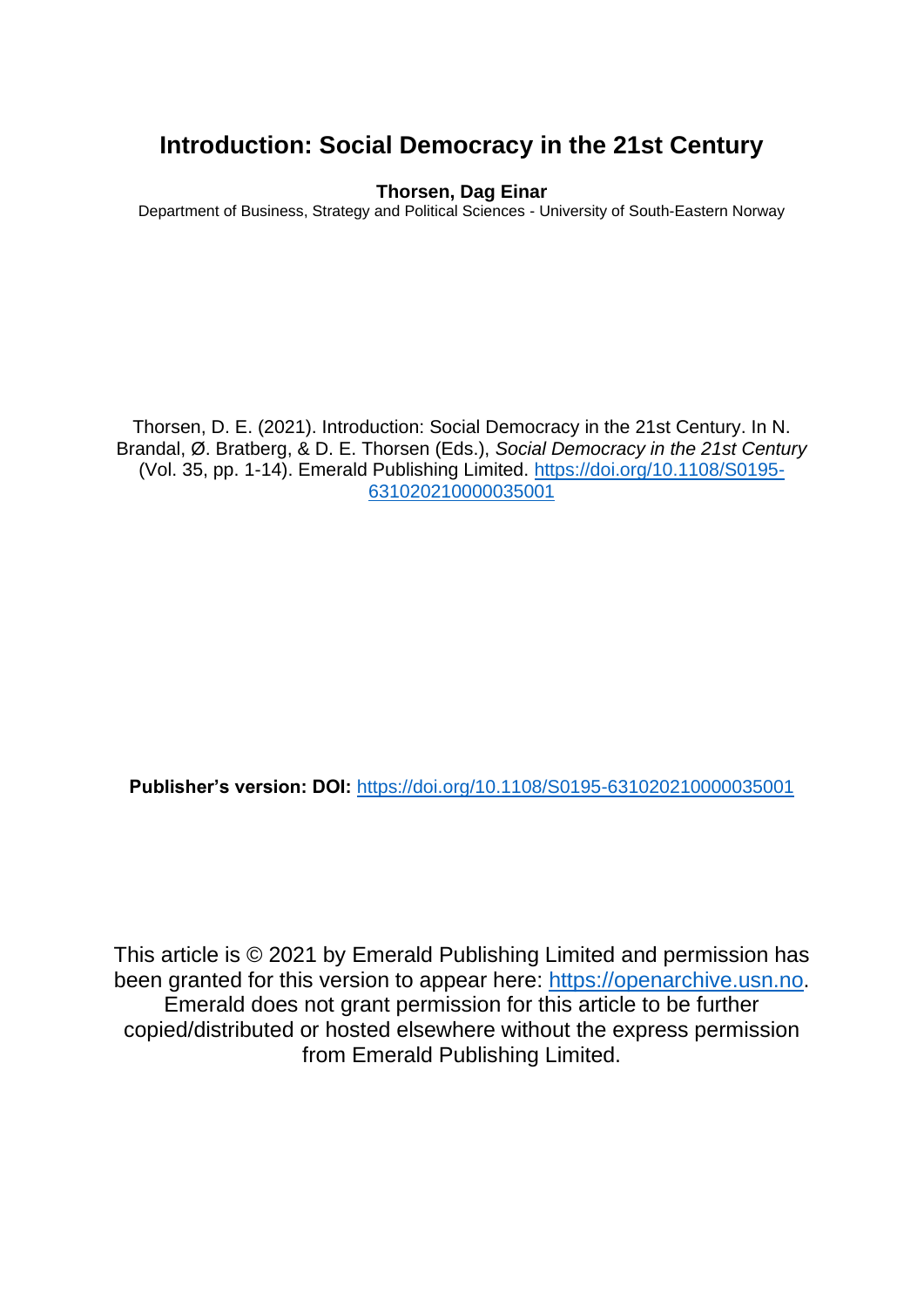# Introduction: Social Democracy in the 21st Century

**Thorsen, Dag Einar**

Department of Business, Strategy and Political Sciences - University of South-Eastern Norway

Thorsen, D. E. (2021). Introduction: Social Democracy in the 21st Century. In N. Brandal, Ø. Bratberg, & D. E. Thorsen (Eds.), *Social Democracy in the 21st Century* (Vol. 35, pp. 1-14). Emerald Publishing Limited. https://doi.org/10.1108/S0195-631020210000035001

**Publisher's version: DOI:** https://doi.org/10.1108/S0195-631020210000035001

This article is © 2021 by Emerald Publishing Limited and permission has been granted for this version to appear here: https://openarchive.usn.no. Emerald does not grant permission for this article to be further copied/distributed or hosted elsewhere without the express permission from Emerald Publishing Limited.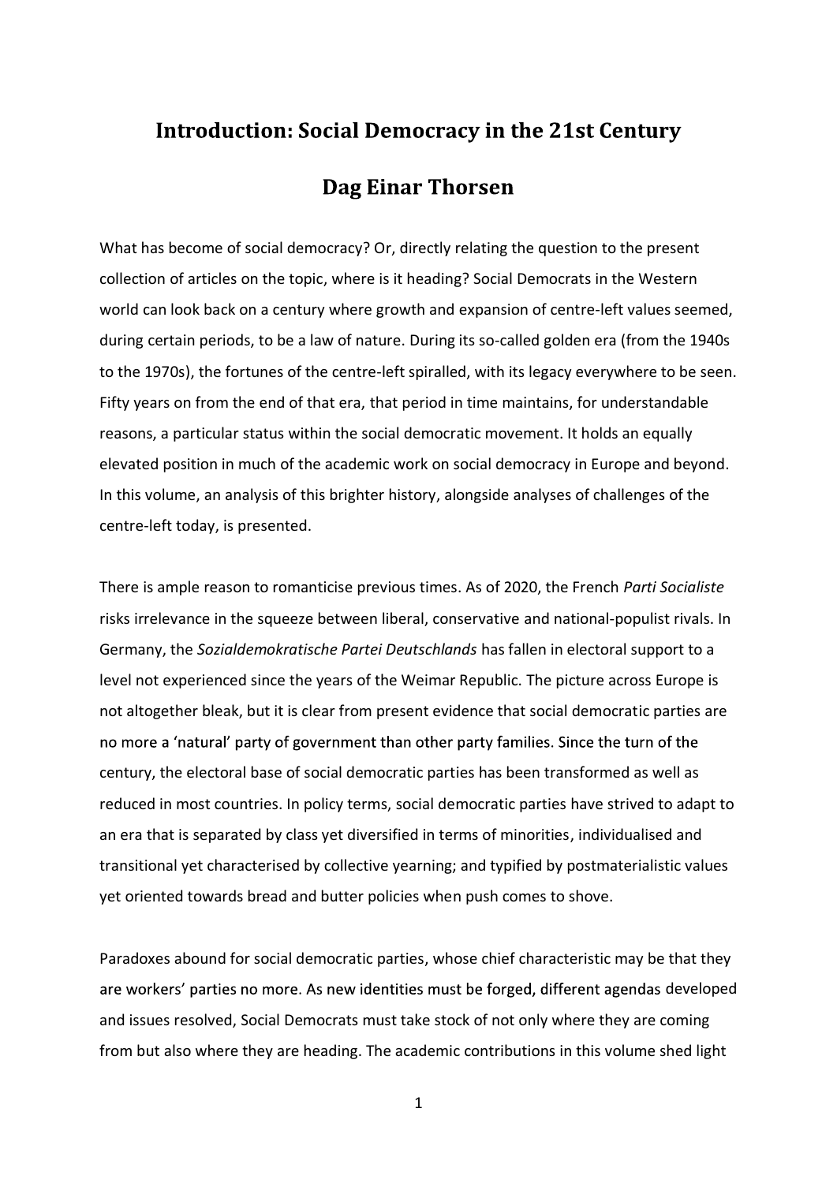# Introduction: Social Democracy in the 21st Century

## Dag Einar Thorsen

What has become of social democracy? Or, directly relating the question to the present collection of articles on the topic, where is it heading? Social Democrats in the Western world can look back on a century where growth and expansion of centre-left values seemed, during certain periods, to be a law of nature. During its so-called golden era (from the 1940s to the 1970s), the fortunes of the centre-left spiralled, with its legacy everywhere to be seen. Fifty years on from the end of that era, that period in time maintains, for understandable reasons, a particular status within the social democratic movement. It holds an equally elevated position in much of the academic work on social democracy in Europe and beyond. In this volume, an analysis of this brighter history, alongside analyses of challenges of the centre-left today, is presented.

There is ample reason to romanticise previous times. As of 2020, the French *Parti Socialiste* risks irrelevance in the squeeze between liberal, conservative and national-populist rivals. In Germany, the *Sozialdemokratische Partei Deutschlands* has fallen in electoral support to a level not experienced since the years of the Weimar Republic. The picture across Europe is not altogether bleak, but it is clear from present evidence that social democratic parties are no more a 'natural' party of government than other party families. Since the turn of the century, the electoral base of social democratic parties has been transformed as well as reduced in most countries. In policy terms, social democratic parties have strived to adapt to an era that is separated by class yet diversified in terms of minorities, individualised and transitional yet characterised by collective yearning; and typified by postmaterialistic values yet oriented towards bread and butter policies when push comes to shove.

Paradoxes abound for social democratic parties, whose chief characteristic may be that they are workers' parties no more. As new identities must be forged, different agendas developed and issues resolved, Social Democrats must take stock of not only where they are coming from but also where they are heading. The academic contributions in this volume shed light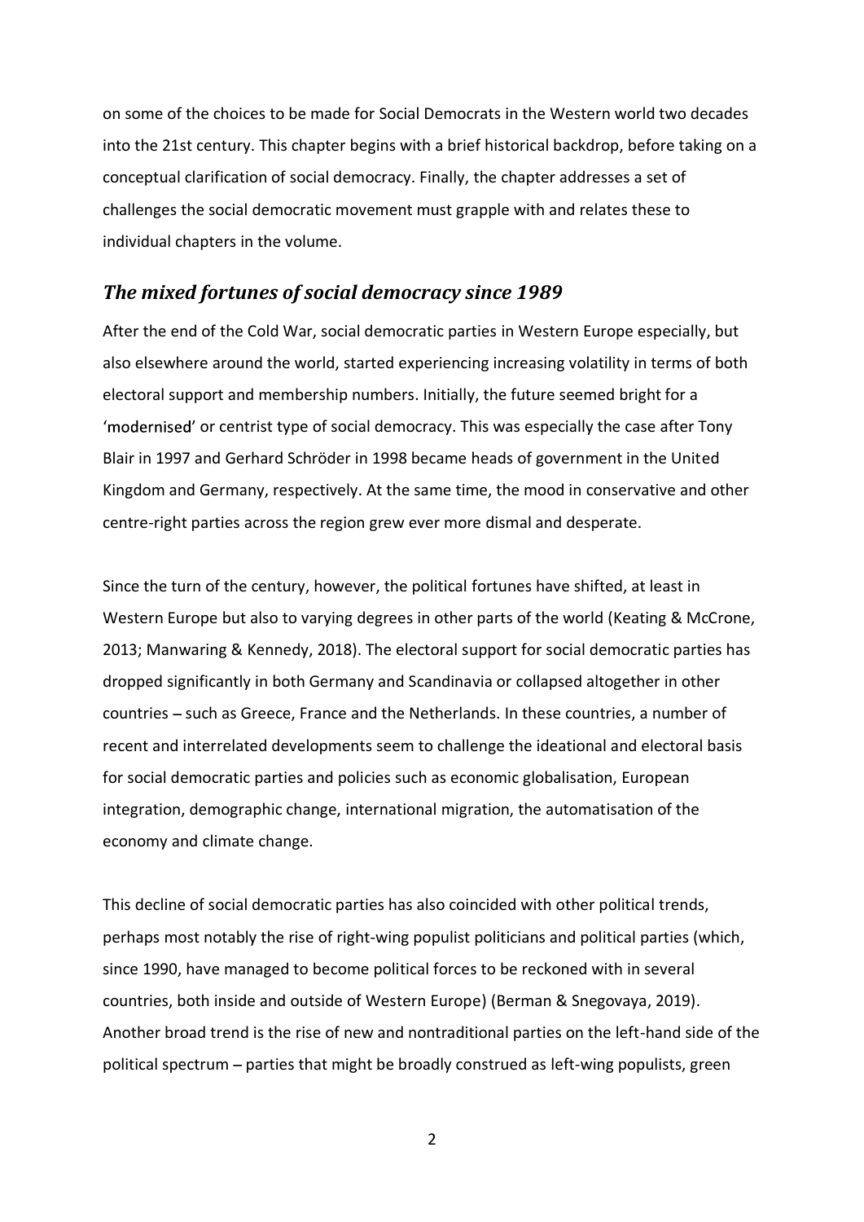on some of the choices to be made for Social Democrats in the Western world two decades into the 21st century. This chapter begins with a brief historical backdrop, before taking on a conceptual clarification of social democracy. Finally, the chapter addresses a set of challenges the social democratic movement must grapple with and relates these to individual chapters in the volume.

## *The mixed fortunes of social democracy since 1989*

After the end of the Cold War, social democratic parties in Western Europe especially, but also elsewhere around the world, started experiencing increasing volatility in terms of both electoral support and membership numbers. Initially, the future seemed bright for a 'modernised' or centrist type of social democracy. This was especially the case after Tony Blair in 1997 and Gerhard Schröder in 1998 became heads of government in the United Kingdom and Germany, respectively. At the same time, the mood in conservative and other centre-right parties across the region grew ever more dismal and desperate.

Since the turn of the century, however, the political fortunes have shifted, at least in Western Europe but also to varying degrees in other parts of the world (Keating & McCrone, 2013; Manwaring & Kennedy, 2018). The electoral support for social democratic parties has dropped significantly in both Germany and Scandinavia or collapsed altogether in other countries – such as Greece, France and the Netherlands. In these countries, a number of recent and interrelated developments seem to challenge the ideational and electoral basis for social democratic parties and policies such as economic globalisation, European integration, demographic change, international migration, the automatisation of the economy and climate change.

This decline of social democratic parties has also coincided with other political trends, perhaps most notably the rise of right-wing populist politicians and political parties (which, since 1990, have managed to become political forces to be reckoned with in several countries, both inside and outside of Western Europe) (Berman & Snegovaya, 2019). Another broad trend is the rise of new and nontraditional parties on the left-hand side of the political spectrum – parties that might be broadly construed as left-wing populists, green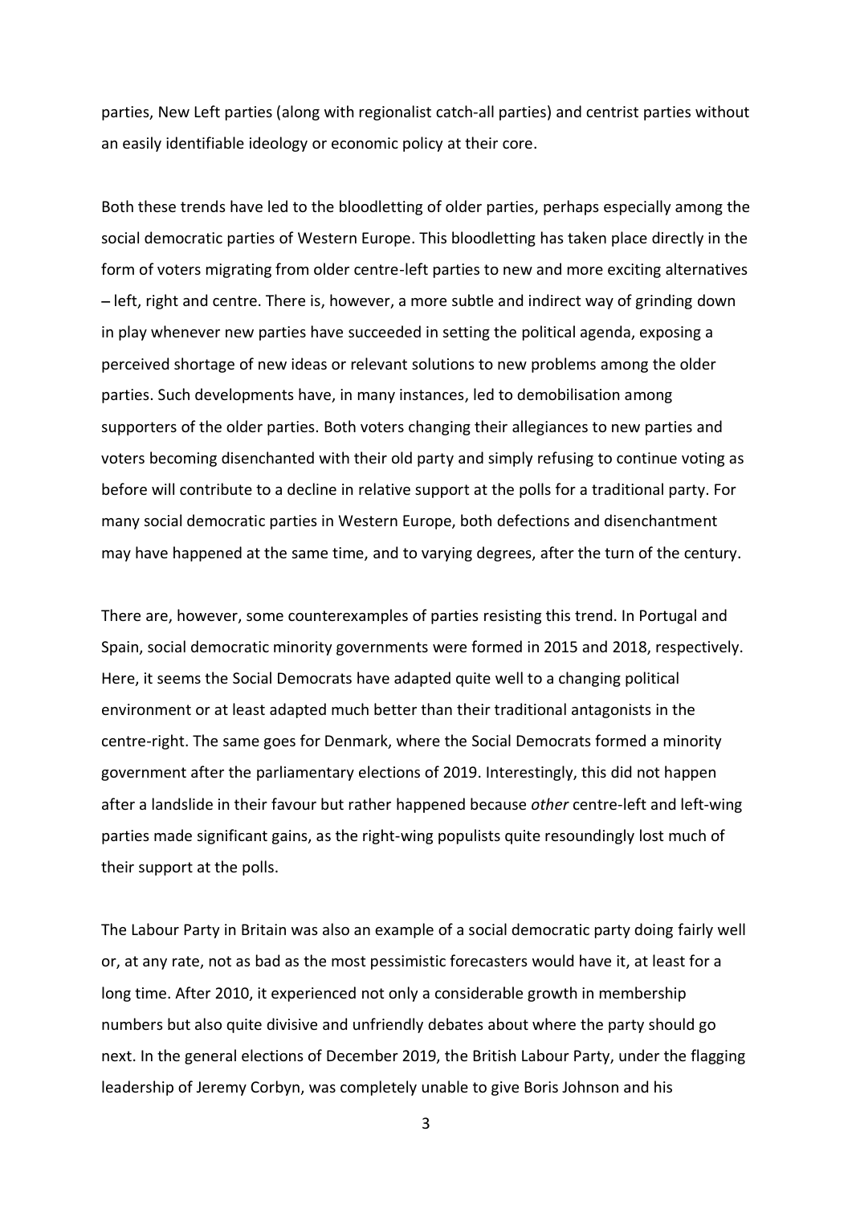parties, New Left parties (along with regionalist catch-all parties) and centrist parties without an easily identifiable ideology or economic policy at their core.

Both these trends have led to the bloodletting of older parties, perhaps especially among the social democratic parties of Western Europe. This bloodletting has taken place directly in the form of voters migrating from older centre-left parties to new and more exciting alternatives – left, right and centre. There is, however, a more subtle and indirect way of grinding down in play whenever new parties have succeeded in setting the political agenda, exposing a perceived shortage of new ideas or relevant solutions to new problems among the older parties. Such developments have, in many instances, led to demobilisation among supporters of the older parties. Both voters changing their allegiances to new parties and voters becoming disenchanted with their old party and simply refusing to continue voting as before will contribute to a decline in relative support at the polls for a traditional party. For many social democratic parties in Western Europe, both defections and disenchantment may have happened at the same time, and to varying degrees, after the turn of the century.

There are, however, some counterexamples of parties resisting this trend. In Portugal and Spain, social democratic minority governments were formed in 2015 and 2018, respectively. Here, it seems the Social Democrats have adapted quite well to a changing political environment or at least adapted much better than their traditional antagonists in the centre-right. The same goes for Denmark, where the Social Democrats formed a minority government after the parliamentary elections of 2019. Interestingly, this did not happen after a landslide in their favour but rather happened because *other* centre-left and left-wing parties made significant gains, as the right-wing populists quite resoundingly lost much of their support at the polls.

The Labour Party in Britain was also an example of a social democratic party doing fairly well or, at any rate, not as bad as the most pessimistic forecasters would have it, at least for a long time. After 2010, it experienced not only a considerable growth in membership numbers but also quite divisive and unfriendly debates about where the party should go next. In the general elections of December 2019, the British Labour Party, under the flagging leadership of Jeremy Corbyn, was completely unable to give Boris Johnson and his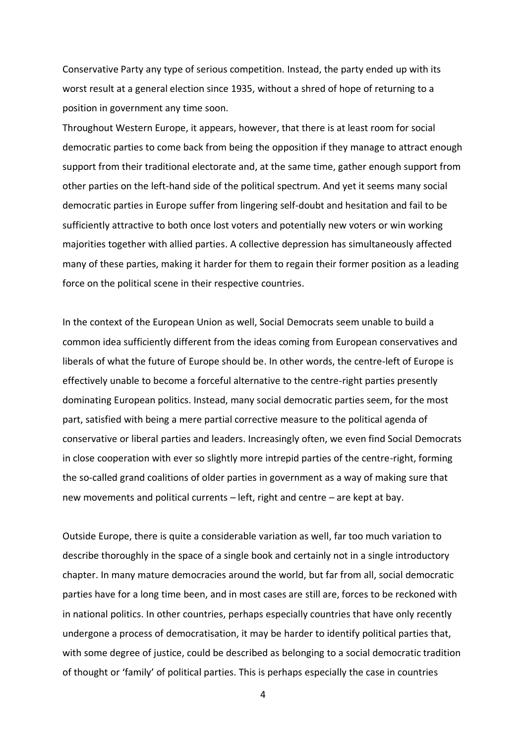Conservative Party any type of serious competition. Instead, the party ended up with its worst result at a general election since 1935, without a shred of hope of returning to a position in government any time soon.

Throughout Western Europe, it appears, however, that there is at least room for social democratic parties to come back from being the opposition if they manage to attract enough support from their traditional electorate and, at the same time, gather enough support from other parties on the left-hand side of the political spectrum. And yet it seems many social democratic parties in Europe suffer from lingering self-doubt and hesitation and fail to be sufficiently attractive to both once lost voters and potentially new voters or win working majorities together with allied parties. A collective depression has simultaneously affected many of these parties, making it harder for them to regain their former position as a leading force on the political scene in their respective countries.

In the context of the European Union as well, Social Democrats seem unable to build a common idea sufficiently different from the ideas coming from European conservatives and liberals of what the future of Europe should be. In other words, the centre-left of Europe is effectively unable to become a forceful alternative to the centre-right parties presently dominating European politics. Instead, many social democratic parties seem, for the most part, satisfied with being a mere partial corrective measure to the political agenda of conservative or liberal parties and leaders. Increasingly often, we even find Social Democrats in close cooperation with ever so slightly more intrepid parties of the centre-right, forming the so-called grand coalitions of older parties in government as a way of making sure that new movements and political currents – left, right and centre – are kept at bay.

Outside Europe, there is quite a considerable variation as well, far too much variation to describe thoroughly in the space of a single book and certainly not in a single introductory chapter. In many mature democracies around the world, but far from all, social democratic parties have for a long time been, and in most cases are still are, forces to be reckoned with in national politics. In other countries, perhaps especially countries that have only recently undergone a process of democratisation, it may be harder to identify political parties that, with some degree of justice, could be described as belonging to a social democratic tradition of thought or 'family' of political parties. This is perhaps especially the case in countries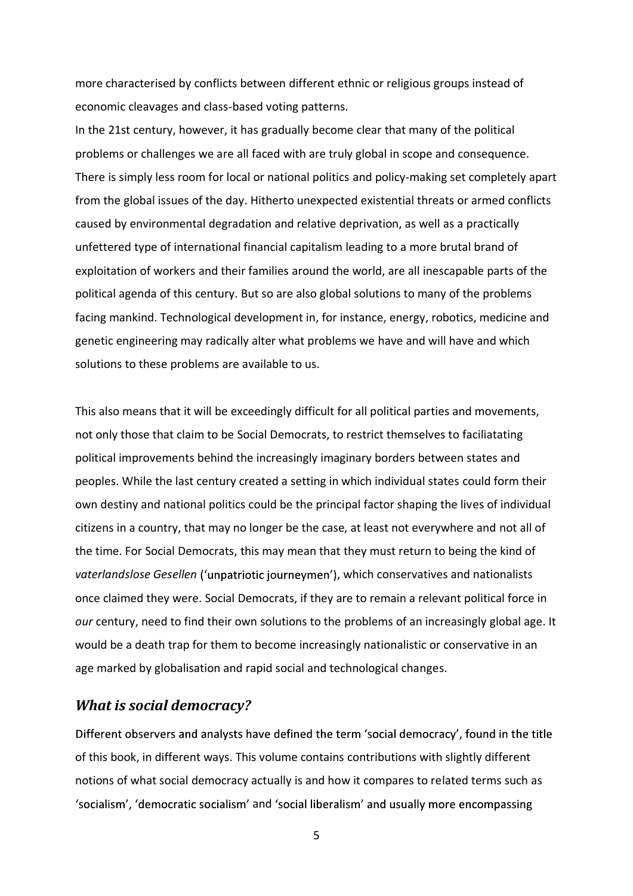more characterised by conflicts between different ethnic or religious groups instead of economic cleavages and class-based voting patterns.

In the 21st century, however, it has gradually become clear that many of the political problems or challenges we are all faced with are truly global in scope and consequence. There is simply less room for local or national politics and policy-making set completely apart from the global issues of the day. Hitherto unexpected existential threats or armed conflicts caused by environmental degradation and relative deprivation, as well as a practically unfettered type of international financial capitalism leading to a more brutal brand of exploitation of workers and their families around the world, are all inescapable parts of the political agenda of this century. But so are also global solutions to many of the problems facing mankind. Technological development in, for instance, energy, robotics, medicine and genetic engineering may radically alter what problems we have and will have and which solutions to these problems are available to us.

This also means that it will be exceedingly difficult for all political parties and movements, not only those that claim to be Social Democrats, to restrict themselves to faciliatating political improvements behind the increasingly imaginary borders between states and peoples. While the last century created a setting in which individual states could form their own destiny and national politics could be the principal factor shaping the lives of individual citizens in a country, that may no longer be the case, at least not everywhere and not all of the time. For Social Democrats, this may mean that they must return to being the kind of *vaterlandslose Gesellen* ('unpatriotic journeymen'), which conservatives and nationalists once claimed they were. Social Democrats, if they are to remain a relevant political force in *our* century, need to find their own solutions to the problems of an increasingly global age. It would be a death trap for them to become increasingly nationalistic or conservative in an age marked by globalisation and rapid social and technological changes.

## *What is social democracy?*

Different observers and analysts have defined the term 'social democracy', found in the title of this book, in different ways. This volume contains contributions with slightly different notions of what social democracy actually is and how it compares to related terms such as 'socialism', 'democratic socialism' and 'social liberalism' and usually more encompassing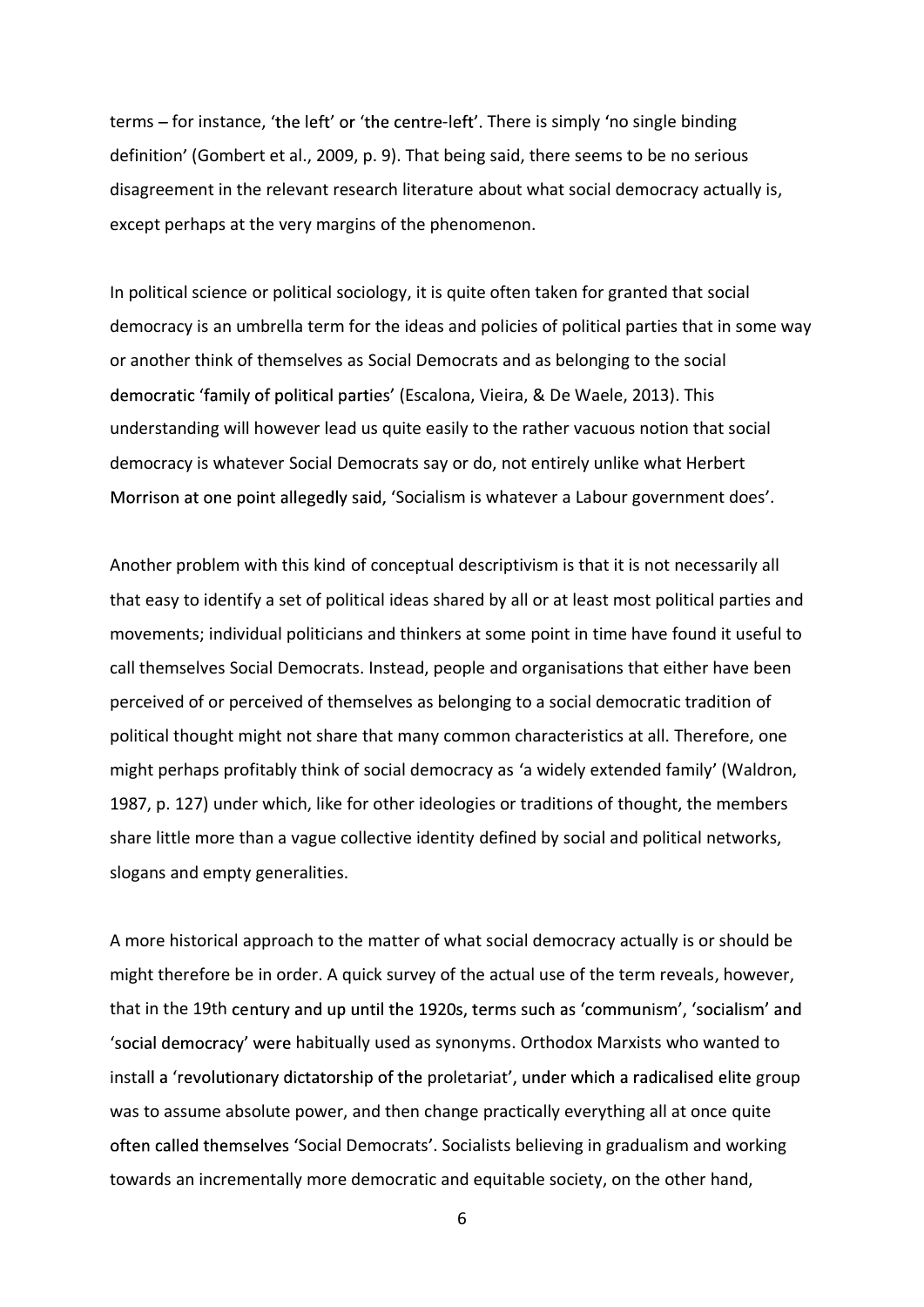terms – for instance, 'the left' or 'the centre-left'. There is simply 'no single binding definition' (Gombert et al., 2009, p. 9). That being said, there seems to be no serious disagreement in the relevant research literature about what social democracy actually is, except perhaps at the very margins of the phenomenon.

In political science or political sociology, it is quite often taken for granted that social democracy is an umbrella term for the ideas and policies of political parties that in some way or another think of themselves as Social Democrats and as belonging to the social democratic 'family of political parties' (Escalona, Vieira, & De Waele, 2013). This understanding will however lead us quite easily to the rather vacuous notion that social democracy is whatever Social Democrats say or do, not entirely unlike what Herbert Morrison at one point allegedly said, 'Socialism is whatever a Labour government does'.

Another problem with this kind of conceptual descriptivism is that it is not necessarily all that easy to identify a set of political ideas shared by all or at least most political parties and movements; individual politicians and thinkers at some point in time have found it useful to call themselves Social Democrats. Instead, people and organisations that either have been perceived of or perceived of themselves as belonging to a social democratic tradition of political thought might not share that many common characteristics at all. Therefore, one might perhaps profitably think of social democracy as 'a widely extended family' (Waldron, 1987, p. 127) under which, like for other ideologies or traditions of thought, the members share little more than a vague collective identity defined by social and political networks, slogans and empty generalities.

A more historical approach to the matter of what social democracy actually is or should be might therefore be in order. A quick survey of the actual use of the term reveals, however, that in the 19th century and up until the 1920s, terms such as 'communism', 'socialism' and 'social democracy' were habitually used as synonyms. Orthodox Marxists who wanted to install a 'revolutionary dictatorship of the proletariat', under which a radicalised elite group was to assume absolute power, and then change practically everything all at once quite often called themselves 'Social Democrats'. Socialists believing in gradualism and working towards an incrementally more democratic and equitable society, on the other hand,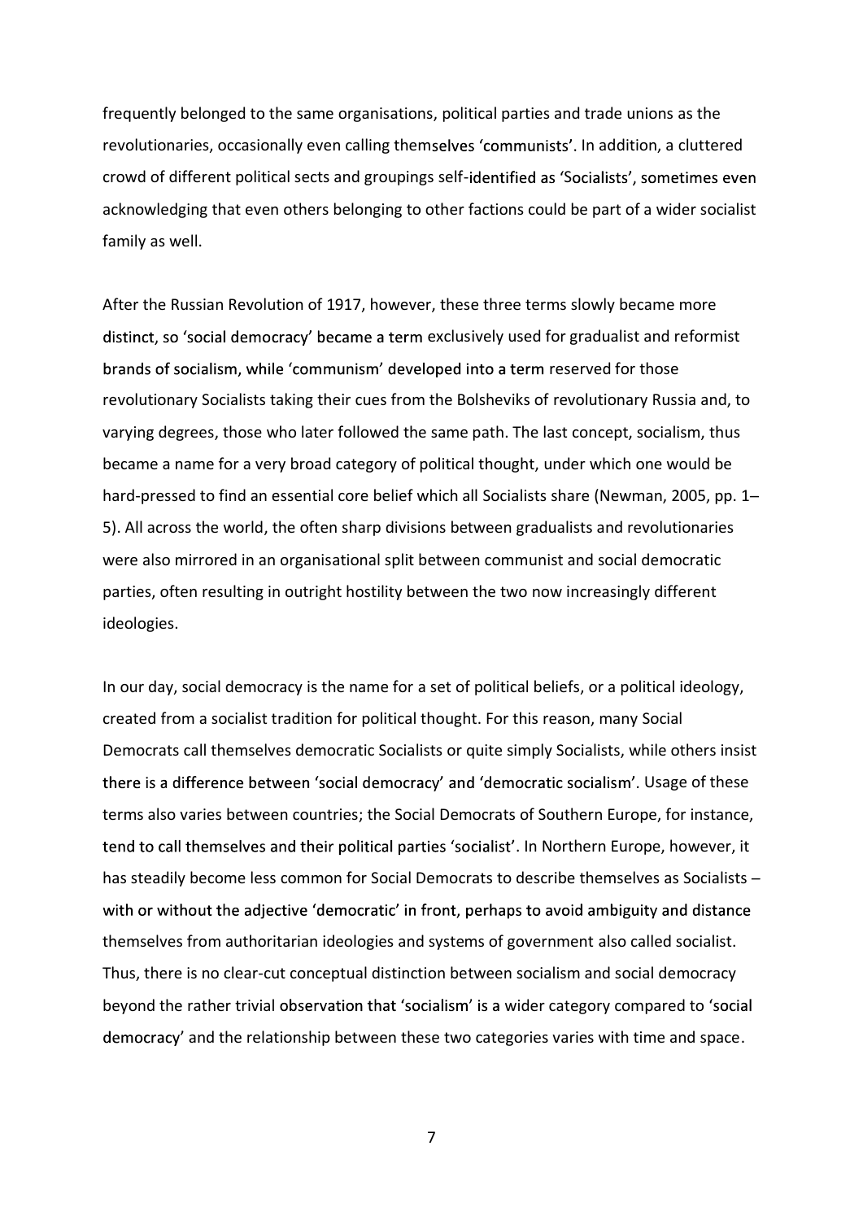frequently belonged to the same organisations, political parties and trade unions as the revolutionaries, occasionally even calling themselves 'communists'. In addition, a cluttered crowd of different political sects and groupings self-identified as 'Socialists', sometimes even acknowledging that even others belonging to other factions could be part of a wider socialist family as well.

After the Russian Revolution of 1917, however, these three terms slowly became more distinct, so 'social democracy' became a term exclusively used for gradualist and reformist brands of socialism, while 'communism' developed into a term reserved for those revolutionary Socialists taking their cues from the Bolsheviks of revolutionary Russia and, to varying degrees, those who later followed the same path. The last concept, socialism, thus became a name for a very broad category of political thought, under which one would be hard-pressed to find an essential core belief which all Socialists share (Newman, 2005, pp. 1–5). All across the world, the often sharp divisions between gradualists and revolutionaries were also mirrored in an organisational split between communist and social democratic parties, often resulting in outright hostility between the two now increasingly different ideologies.

In our day, social democracy is the name for a set of political beliefs, or a political ideology, created from a socialist tradition for political thought. For this reason, many Social Democrats call themselves democratic Socialists or quite simply Socialists, while others insist there is a difference between 'social democracy' and 'democratic socialism'. Usage of these terms also varies between countries; the Social Democrats of Southern Europe, for instance, tend to call themselves and their political parties 'socialist'. In Northern Europe, however, it has steadily become less common for Social Democrats to describe themselves as Socialists – with or without the adjective 'democratic' in front, perhaps to avoid ambiguity and distance themselves from authoritarian ideologies and systems of government also called socialist. Thus, there is no clear-cut conceptual distinction between socialism and social democracy beyond the rather trivial observation that 'socialism' is a wider category compared to 'social democracy' and the relationship between these two categories varies with time and space.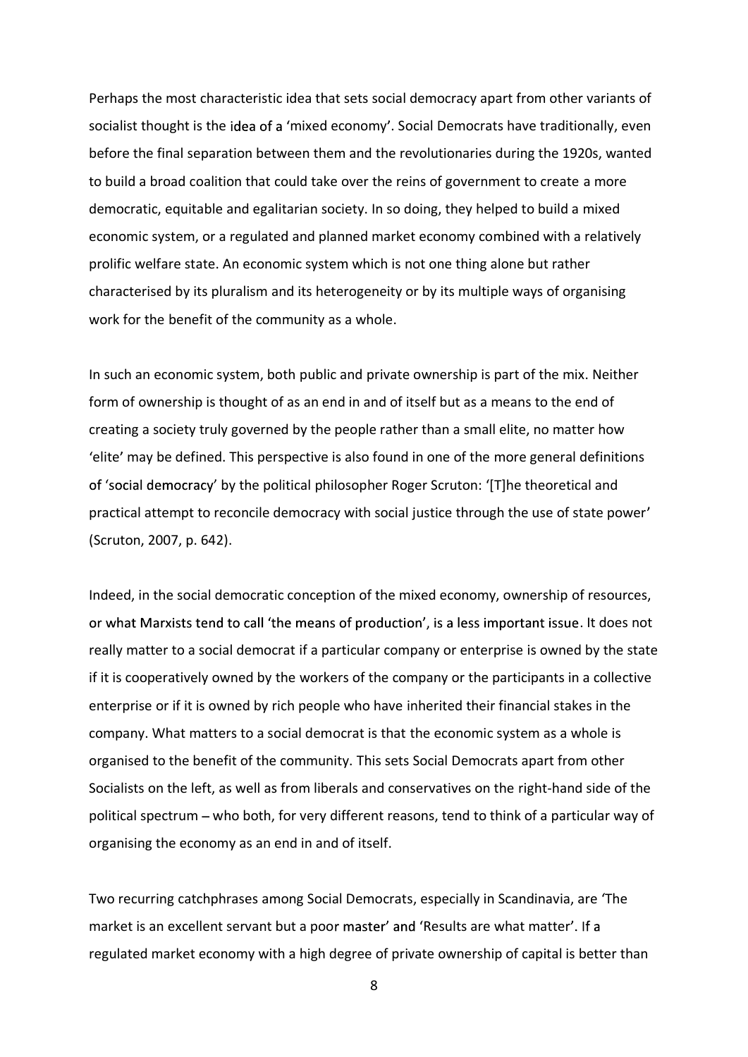Perhaps the most characteristic idea that sets social democracy apart from other variants of socialist thought is the idea of a 'mixed economy'. Social Democrats have traditionally, even before the final separation between them and the revolutionaries during the 1920s, wanted to build a broad coalition that could take over the reins of government to create a more democratic, equitable and egalitarian society. In so doing, they helped to build a mixed economic system, or a regulated and planned market economy combined with a relatively prolific welfare state. An economic system which is not one thing alone but rather characterised by its pluralism and its heterogeneity or by its multiple ways of organising work for the benefit of the community as a whole.

In such an economic system, both public and private ownership is part of the mix. Neither form of ownership is thought of as an end in and of itself but as a means to the end of creating a society truly governed by the people rather than a small elite, no matter how 'elite' may be defined. This perspective is also found in one of the more general definitions of 'social democracy' by the political philosopher Roger Scruton: '[T]he theoretical and practical attempt to reconcile democracy with social justice through the use of state power' (Scruton, 2007, p. 642).

Indeed, in the social democratic conception of the mixed economy, ownership of resources, or what Marxists tend to call 'the means of production', is a less important issue. It does not really matter to a social democrat if a particular company or enterprise is owned by the state if it is cooperatively owned by the workers of the company or the participants in a collective enterprise or if it is owned by rich people who have inherited their financial stakes in the company. What matters to a social democrat is that the economic system as a whole is organised to the benefit of the community. This sets Social Democrats apart from other Socialists on the left, as well as from liberals and conservatives on the right-hand side of the political spectrum – who both, for very different reasons, tend to think of a particular way of organising the economy as an end in and of itself.

Two recurring catchphrases among Social Democrats, especially in Scandinavia, are 'The market is an excellent servant but a poor master' and 'Results are what matter'. If a regulated market economy with a high degree of private ownership of capital is better than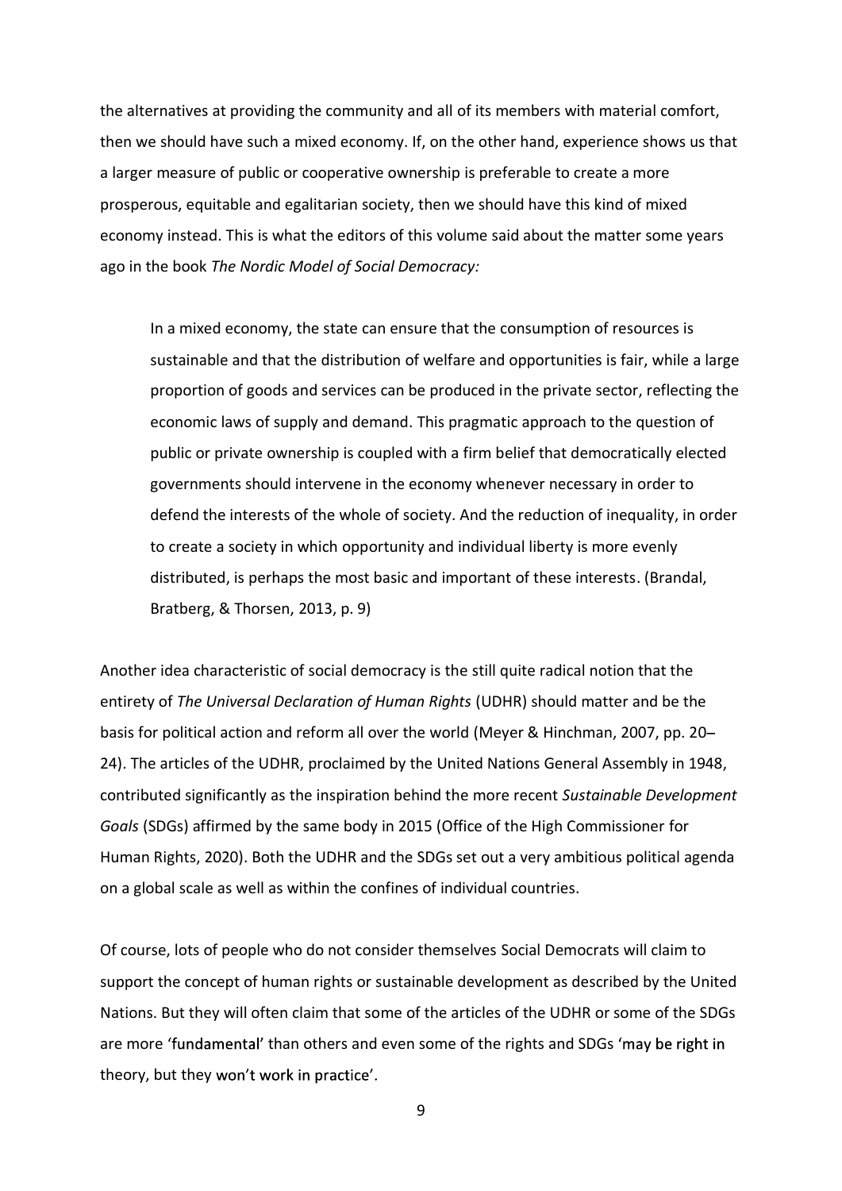the alternatives at providing the community and all of its members with material comfort, then we should have such a mixed economy. If, on the other hand, experience shows us that a larger measure of public or cooperative ownership is preferable to create a more prosperous, equitable and egalitarian society, then we should have this kind of mixed economy instead. This is what the editors of this volume said about the matter some years ago in the book *The Nordic Model of Social Democracy:*

> In a mixed economy, the state can ensure that the consumption of resources is sustainable and that the distribution of welfare and opportunities is fair, while a large proportion of goods and services can be produced in the private sector, reflecting the economic laws of supply and demand. This pragmatic approach to the question of public or private ownership is coupled with a firm belief that democratically elected governments should intervene in the economy whenever necessary in order to defend the interests of the whole of society. And the reduction of inequality, in order to create a society in which opportunity and individual liberty is more evenly distributed, is perhaps the most basic and important of these interests. (Brandal, Bratberg, & Thorsen, 2013, p. 9)

Another idea characteristic of social democracy is the still quite radical notion that the entirety of *The Universal Declaration of Human Rights* (UDHR) should matter and be the basis for political action and reform all over the world (Meyer & Hinchman, 2007, pp. 20–24). The articles of the UDHR, proclaimed by the United Nations General Assembly in 1948, contributed significantly as the inspiration behind the more recent *Sustainable Development Goals* (SDGs) affirmed by the same body in 2015 (Office of the High Commissioner for Human Rights, 2020). Both the UDHR and the SDGs set out a very ambitious political agenda on a global scale as well as within the confines of individual countries.

Of course, lots of people who do not consider themselves Social Democrats will claim to support the concept of human rights or sustainable development as described by the United Nations. But they will often claim that some of the articles of the UDHR or some of the SDGs are more 'fundamental' than others and even some of the rights and SDGs 'may be right in theory, but they won't work in practice'.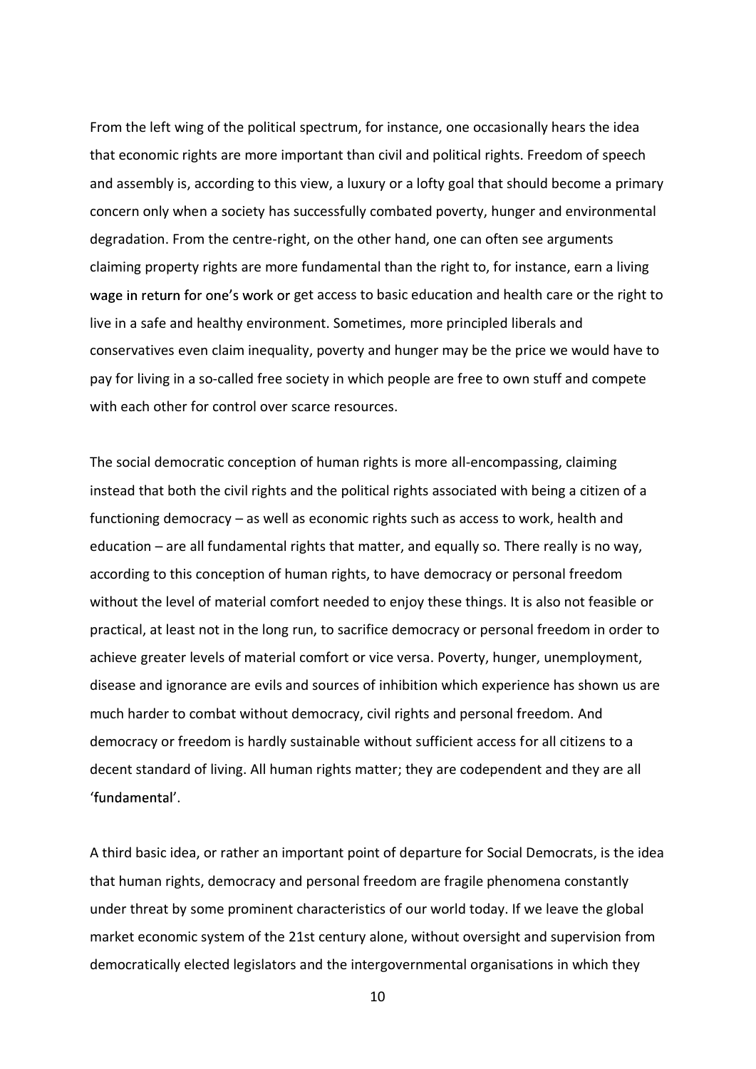From the left wing of the political spectrum, for instance, one occasionally hears the idea that economic rights are more important than civil and political rights. Freedom of speech and assembly is, according to this view, a luxury or a lofty goal that should become a primary concern only when a society has successfully combated poverty, hunger and environmental degradation. From the centre-right, on the other hand, one can often see arguments claiming property rights are more fundamental than the right to, for instance, earn a living wage in return for one's work or get access to basic education and health care or the right to live in a safe and healthy environment. Sometimes, more principled liberals and conservatives even claim inequality, poverty and hunger may be the price we would have to pay for living in a so-called free society in which people are free to own stuff and compete with each other for control over scarce resources.

The social democratic conception of human rights is more all-encompassing, claiming instead that both the civil rights and the political rights associated with being a citizen of a functioning democracy – as well as economic rights such as access to work, health and education – are all fundamental rights that matter, and equally so. There really is no way, according to this conception of human rights, to have democracy or personal freedom without the level of material comfort needed to enjoy these things. It is also not feasible or practical, at least not in the long run, to sacrifice democracy or personal freedom in order to achieve greater levels of material comfort or vice versa. Poverty, hunger, unemployment, disease and ignorance are evils and sources of inhibition which experience has shown us are much harder to combat without democracy, civil rights and personal freedom. And democracy or freedom is hardly sustainable without sufficient access for all citizens to a decent standard of living. All human rights matter; they are codependent and they are all 'fundamental'.

A third basic idea, or rather an important point of departure for Social Democrats, is the idea that human rights, democracy and personal freedom are fragile phenomena constantly under threat by some prominent characteristics of our world today. If we leave the global market economic system of the 21st century alone, without oversight and supervision from democratically elected legislators and the intergovernmental organisations in which they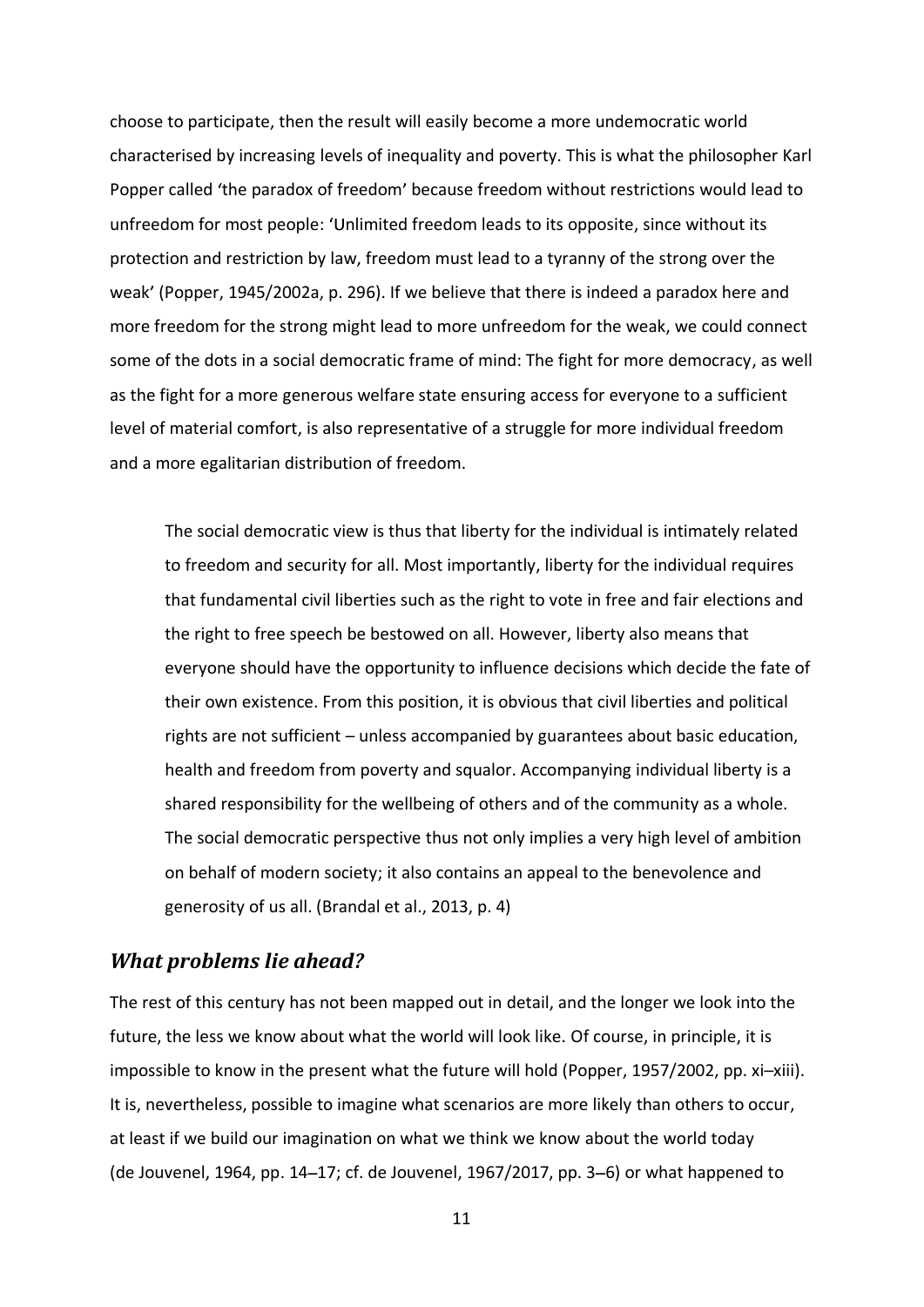choose to participate, then the result will easily become a more undemocratic world characterised by increasing levels of inequality and poverty. This is what the philosopher Karl Popper called 'the paradox of freedom' because freedom without restrictions would lead to unfreedom for most people: 'Unlimited freedom leads to its opposite, since without its protection and restriction by law, freedom must lead to a tyranny of the strong over the weak' (Popper, 1945/2002a, p. 296). If we believe that there is indeed a paradox here and more freedom for the strong might lead to more unfreedom for the weak, we could connect some of the dots in a social democratic frame of mind: The fight for more democracy, as well as the fight for a more generous welfare state ensuring access for everyone to a sufficient level of material comfort, is also representative of a struggle for more individual freedom and a more egalitarian distribution of freedom.

> The social democratic view is thus that liberty for the individual is intimately related to freedom and security for all. Most importantly, liberty for the individual requires that fundamental civil liberties such as the right to vote in free and fair elections and the right to free speech be bestowed on all. However, liberty also means that everyone should have the opportunity to influence decisions which decide the fate of their own existence. From this position, it is obvious that civil liberties and political rights are not sufficient – unless accompanied by guarantees about basic education, health and freedom from poverty and squalor. Accompanying individual liberty is a shared responsibility for the wellbeing of others and of the community as a whole. The social democratic perspective thus not only implies a very high level of ambition on behalf of modern society; it also contains an appeal to the benevolence and generosity of us all. (Brandal et al., 2013, p. 4)

## *What problems lie ahead?*

The rest of this century has not been mapped out in detail, and the longer we look into the future, the less we know about what the world will look like. Of course, in principle, it is impossible to know in the present what the future will hold (Popper, 1957/2002, pp. xi–xiii). It is, nevertheless, possible to imagine what scenarios are more likely than others to occur, at least if we build our imagination on what we think we know about the world today (de Jouvenel, 1964, pp. 14–17; cf. de Jouvenel, 1967/2017, pp. 3–6) or what happened to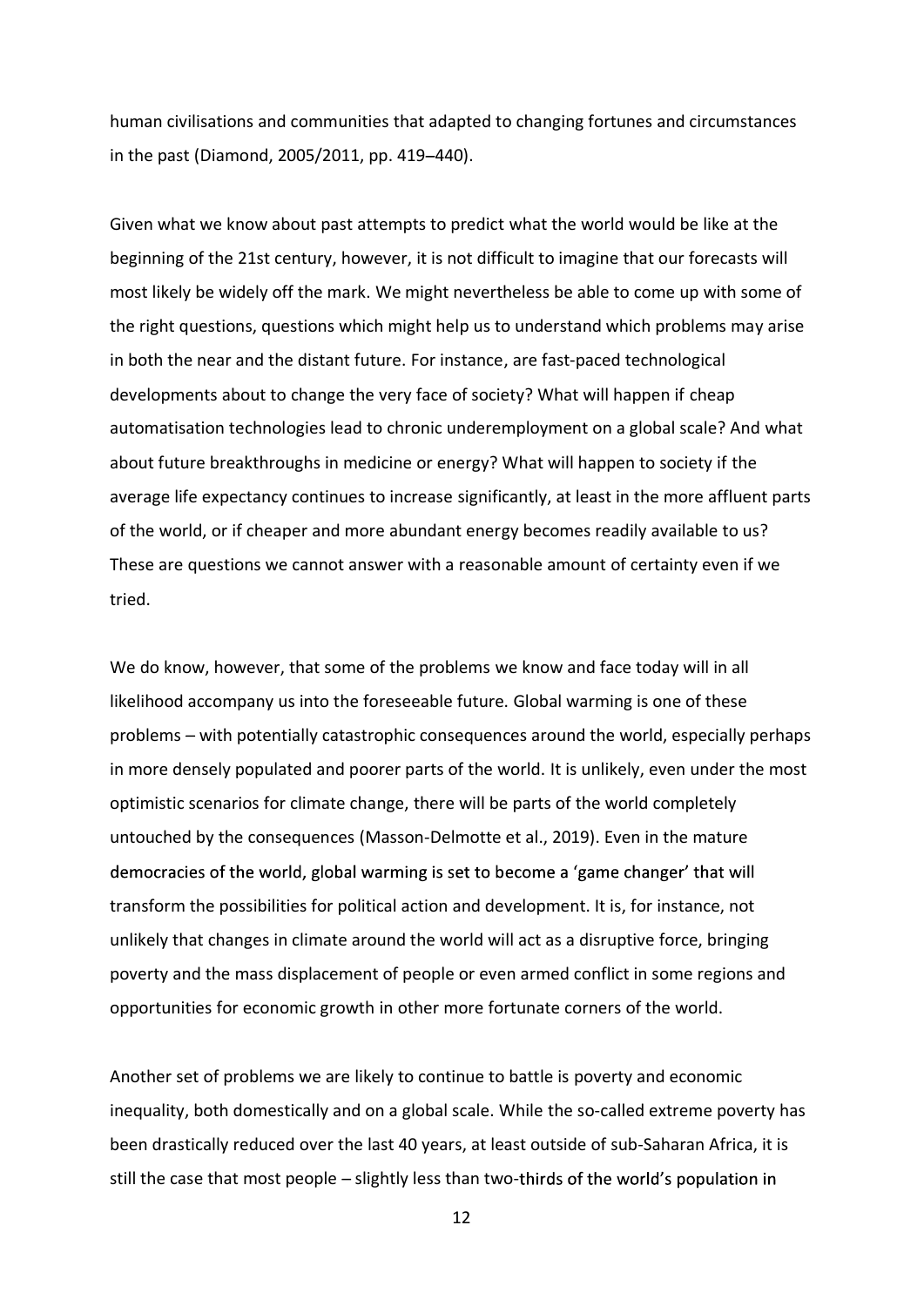human civilisations and communities that adapted to changing fortunes and circumstances in the past (Diamond, 2005/2011, pp. 419–440).

Given what we know about past attempts to predict what the world would be like at the beginning of the 21st century, however, it is not difficult to imagine that our forecasts will most likely be widely off the mark. We might nevertheless be able to come up with some of the right questions, questions which might help us to understand which problems may arise in both the near and the distant future. For instance, are fast-paced technological developments about to change the very face of society? What will happen if cheap automatisation technologies lead to chronic underemployment on a global scale? And what about future breakthroughs in medicine or energy? What will happen to society if the average life expectancy continues to increase significantly, at least in the more affluent parts of the world, or if cheaper and more abundant energy becomes readily available to us? These are questions we cannot answer with a reasonable amount of certainty even if we tried.

We do know, however, that some of the problems we know and face today will in all likelihood accompany us into the foreseeable future. Global warming is one of these problems – with potentially catastrophic consequences around the world, especially perhaps in more densely populated and poorer parts of the world. It is unlikely, even under the most optimistic scenarios for climate change, there will be parts of the world completely untouched by the consequences (Masson-Delmotte et al., 2019). Even in the mature democracies of the world, global warming is set to become a 'game changer' that will transform the possibilities for political action and development. It is, for instance, not unlikely that changes in climate around the world will act as a disruptive force, bringing poverty and the mass displacement of people or even armed conflict in some regions and opportunities for economic growth in other more fortunate corners of the world.

Another set of problems we are likely to continue to battle is poverty and economic inequality, both domestically and on a global scale. While the so-called extreme poverty has been drastically reduced over the last 40 years, at least outside of sub-Saharan Africa, it is still the case that most people – slightly less than two-thirds of the world's population in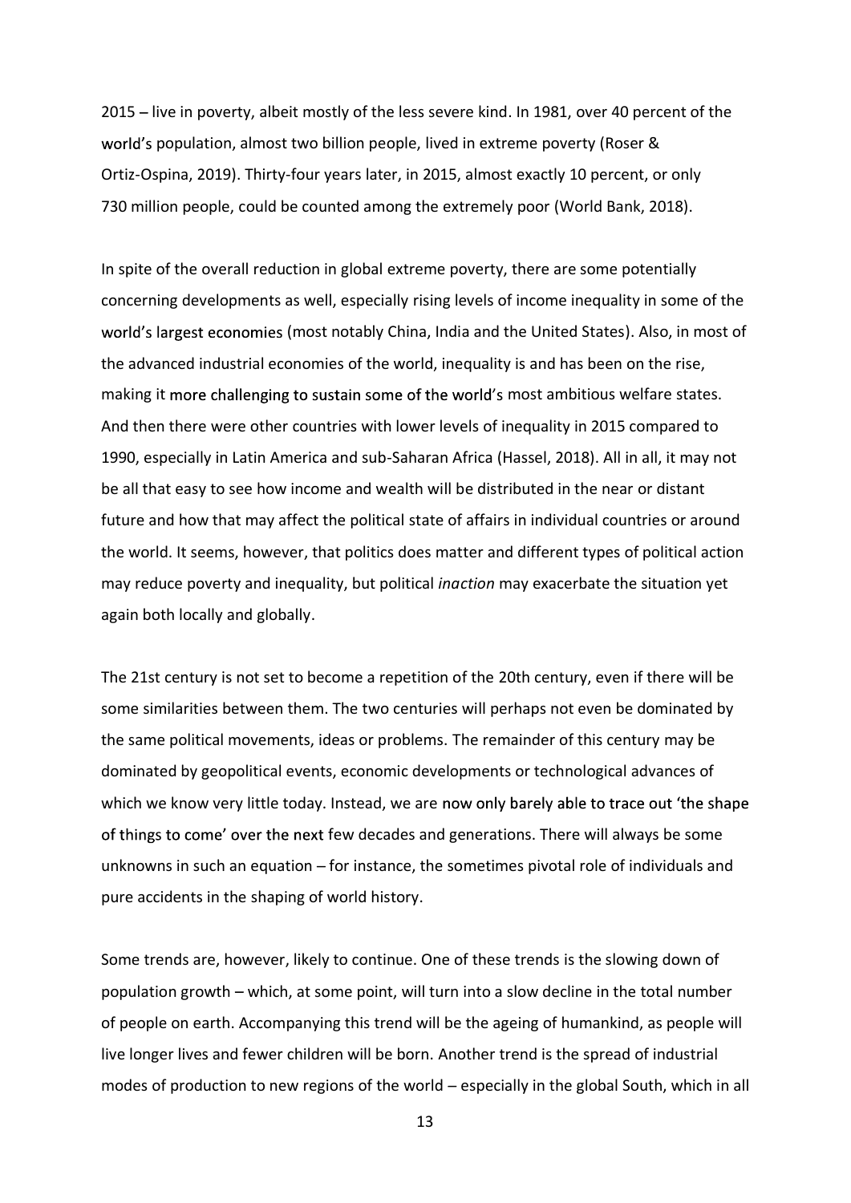2015 – live in poverty, albeit mostly of the less severe kind. In 1981, over 40 percent of the world's population, almost two billion people, lived in extreme poverty (Roser & Ortiz-Ospina, 2019). Thirty-four years later, in 2015, almost exactly 10 percent, or only 730 million people, could be counted among the extremely poor (World Bank, 2018).

In spite of the overall reduction in global extreme poverty, there are some potentially concerning developments as well, especially rising levels of income inequality in some of the world's largest economies (most notably China, India and the United States). Also, in most of the advanced industrial economies of the world, inequality is and has been on the rise, making it more challenging to sustain some of the world's most ambitious welfare states. And then there were other countries with lower levels of inequality in 2015 compared to 1990, especially in Latin America and sub-Saharan Africa (Hassel, 2018). All in all, it may not be all that easy to see how income and wealth will be distributed in the near or distant future and how that may affect the political state of affairs in individual countries or around the world. It seems, however, that politics does matter and different types of political action may reduce poverty and inequality, but political *inaction* may exacerbate the situation yet again both locally and globally.

The 21st century is not set to become a repetition of the 20th century, even if there will be some similarities between them. The two centuries will perhaps not even be dominated by the same political movements, ideas or problems. The remainder of this century may be dominated by geopolitical events, economic developments or technological advances of which we know very little today. Instead, we are now only barely able to trace out 'the shape of things to come' over the next few decades and generations. There will always be some unknowns in such an equation – for instance, the sometimes pivotal role of individuals and pure accidents in the shaping of world history.

Some trends are, however, likely to continue. One of these trends is the slowing down of population growth – which, at some point, will turn into a slow decline in the total number of people on earth. Accompanying this trend will be the ageing of humankind, as people will live longer lives and fewer children will be born. Another trend is the spread of industrial modes of production to new regions of the world – especially in the global South, which in all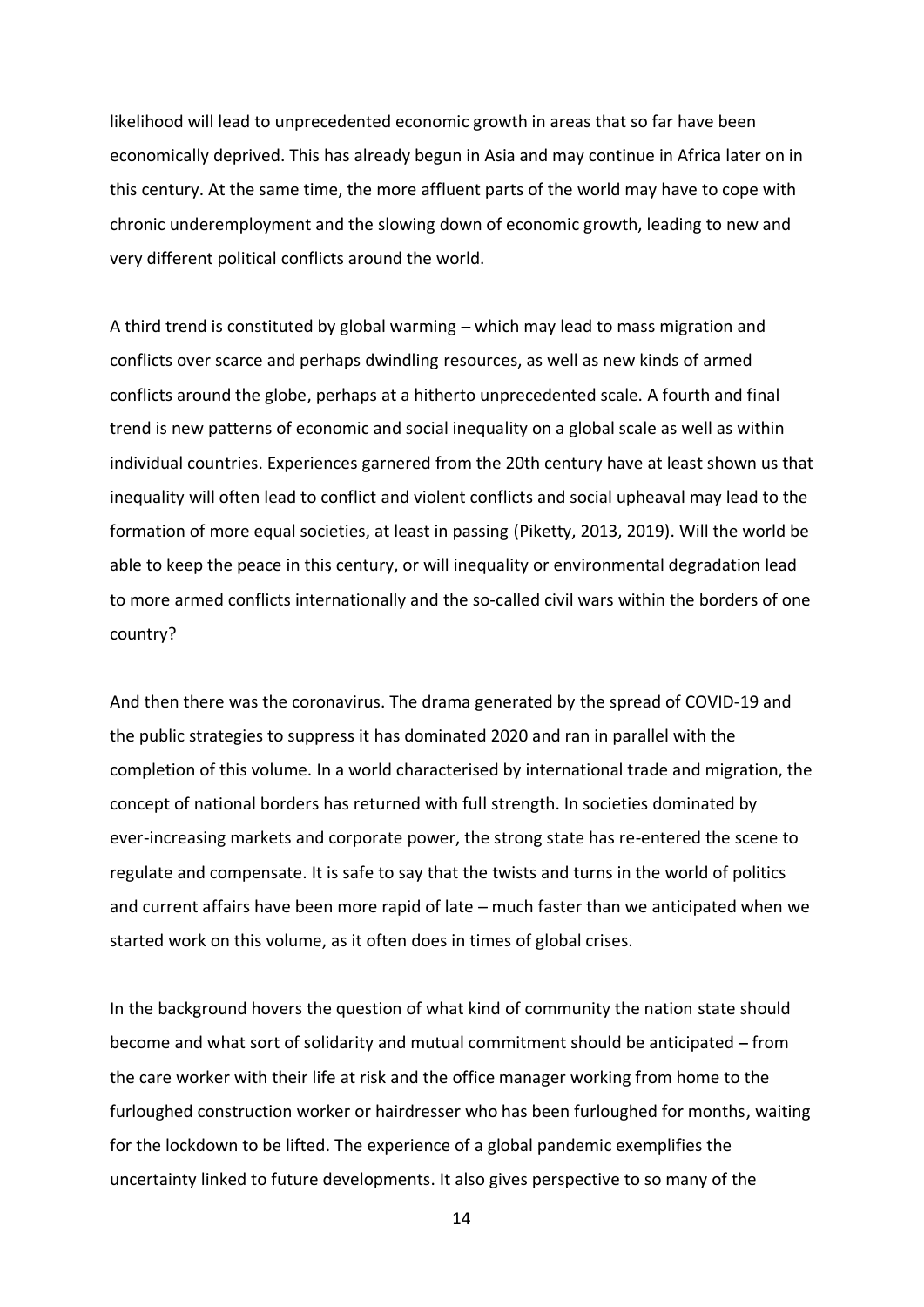likelihood will lead to unprecedented economic growth in areas that so far have been economically deprived. This has already begun in Asia and may continue in Africa later on in this century. At the same time, the more affluent parts of the world may have to cope with chronic underemployment and the slowing down of economic growth, leading to new and very different political conflicts around the world.

A third trend is constituted by global warming – which may lead to mass migration and conflicts over scarce and perhaps dwindling resources, as well as new kinds of armed conflicts around the globe, perhaps at a hitherto unprecedented scale. A fourth and final trend is new patterns of economic and social inequality on a global scale as well as within individual countries. Experiences garnered from the 20th century have at least shown us that inequality will often lead to conflict and violent conflicts and social upheaval may lead to the formation of more equal societies, at least in passing (Piketty, 2013, 2019). Will the world be able to keep the peace in this century, or will inequality or environmental degradation lead to more armed conflicts internationally and the so-called civil wars within the borders of one country?

And then there was the coronavirus. The drama generated by the spread of COVID-19 and the public strategies to suppress it has dominated 2020 and ran in parallel with the completion of this volume. In a world characterised by international trade and migration, the concept of national borders has returned with full strength. In societies dominated by ever-increasing markets and corporate power, the strong state has re-entered the scene to regulate and compensate. It is safe to say that the twists and turns in the world of politics and current affairs have been more rapid of late – much faster than we anticipated when we started work on this volume, as it often does in times of global crises.

In the background hovers the question of what kind of community the nation state should become and what sort of solidarity and mutual commitment should be anticipated – from the care worker with their life at risk and the office manager working from home to the furloughed construction worker or hairdresser who has been furloughed for months, waiting for the lockdown to be lifted. The experience of a global pandemic exemplifies the uncertainty linked to future developments. It also gives perspective to so many of the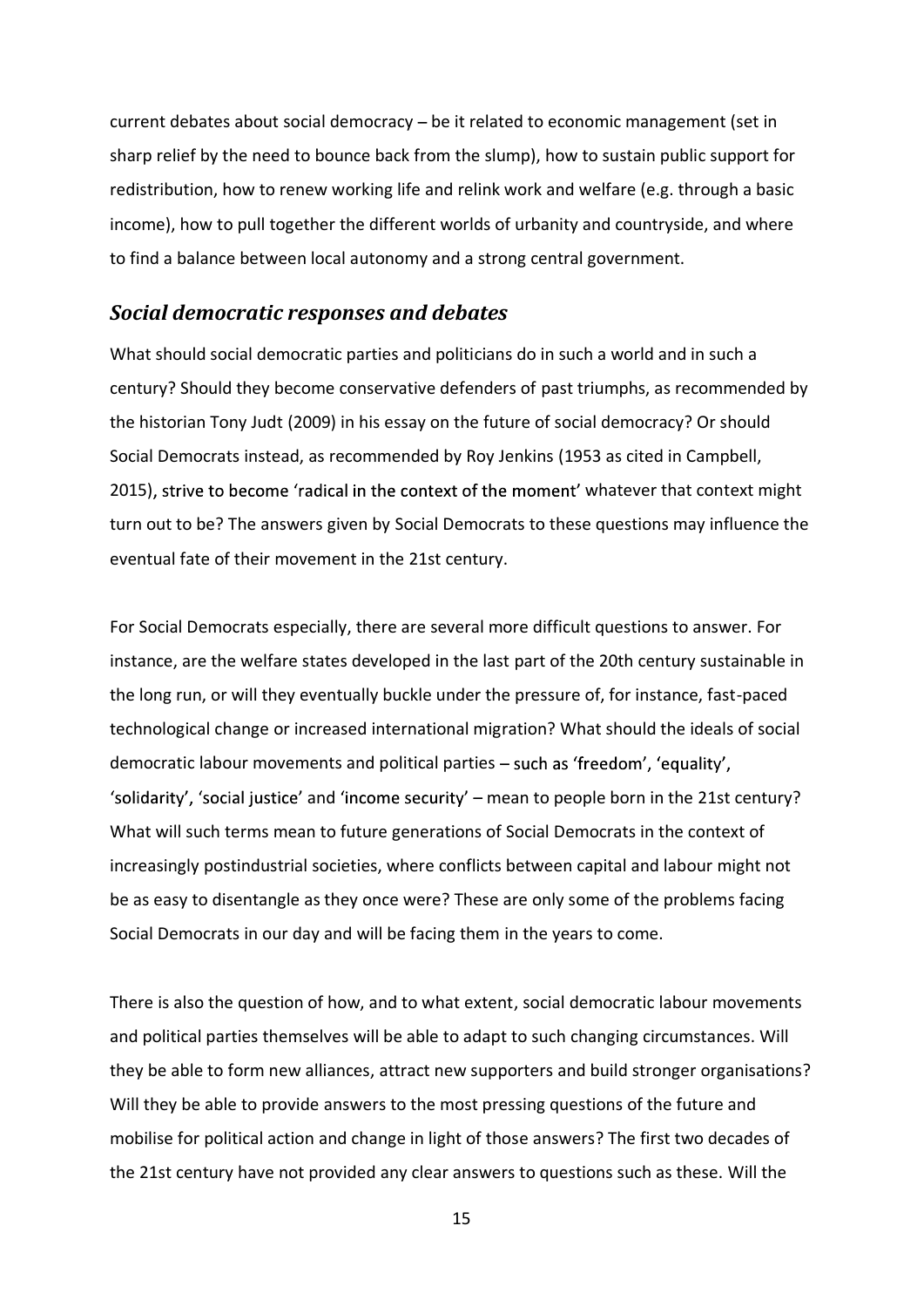current debates about social democracy – be it related to economic management (set in sharp relief by the need to bounce back from the slump), how to sustain public support for redistribution, how to renew working life and relink work and welfare (e.g. through a basic income), how to pull together the different worlds of urbanity and countryside, and where to find a balance between local autonomy and a strong central government.

## *Social democratic responses and debates*

What should social democratic parties and politicians do in such a world and in such a century? Should they become conservative defenders of past triumphs, as recommended by the historian Tony Judt (2009) in his essay on the future of social democracy? Or should Social Democrats instead, as recommended by Roy Jenkins (1953 as cited in Campbell, 2015), strive to become 'radical in the context of the moment' whatever that context might turn out to be? The answers given by Social Democrats to these questions may influence the eventual fate of their movement in the 21st century.

For Social Democrats especially, there are several more difficult questions to answer. For instance, are the welfare states developed in the last part of the 20th century sustainable in the long run, or will they eventually buckle under the pressure of, for instance, fast-paced technological change or increased international migration? What should the ideals of social democratic labour movements and political parties – such as 'freedom', 'equality', 'solidarity', 'social justice' and 'income security' – mean to people born in the 21st century? What will such terms mean to future generations of Social Democrats in the context of increasingly postindustrial societies, where conflicts between capital and labour might not be as easy to disentangle as they once were? These are only some of the problems facing Social Democrats in our day and will be facing them in the years to come.

There is also the question of how, and to what extent, social democratic labour movements and political parties themselves will be able to adapt to such changing circumstances. Will they be able to form new alliances, attract new supporters and build stronger organisations? Will they be able to provide answers to the most pressing questions of the future and mobilise for political action and change in light of those answers? The first two decades of the 21st century have not provided any clear answers to questions such as these. Will the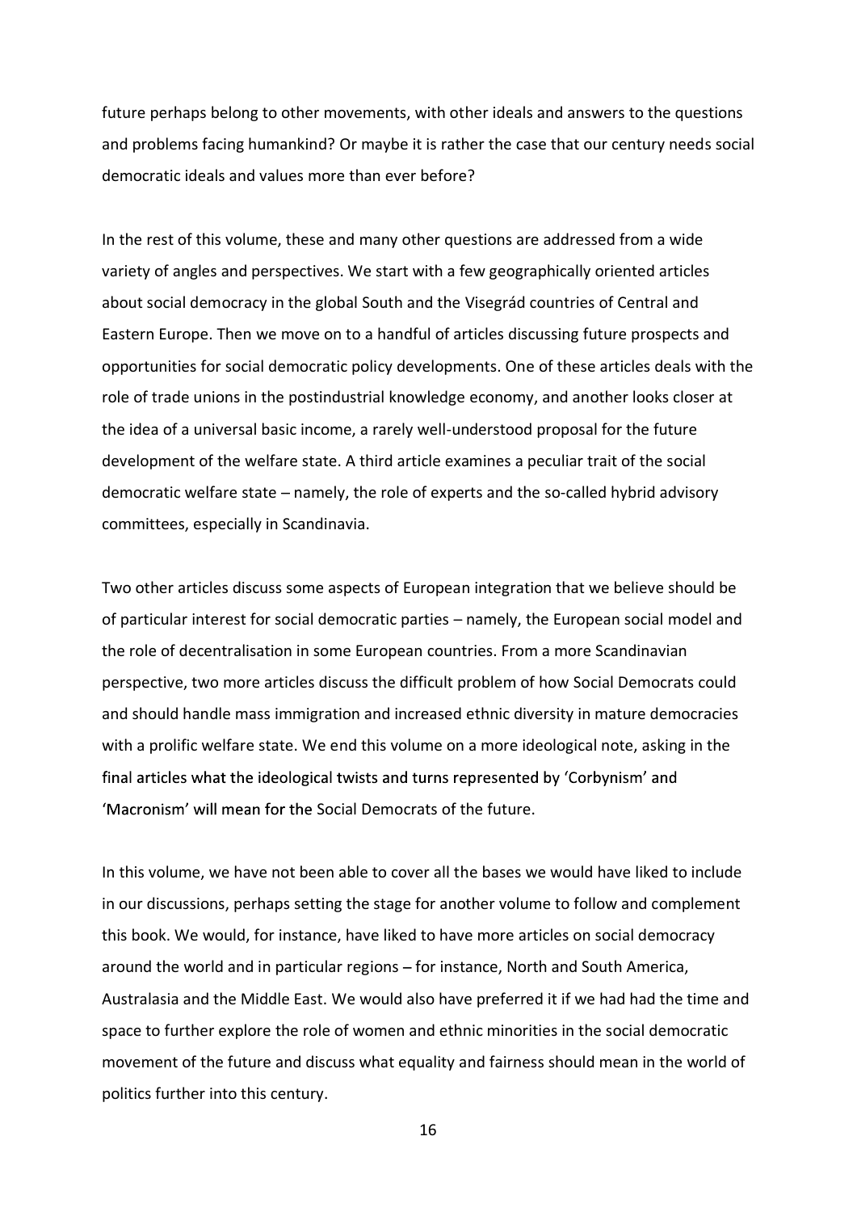future perhaps belong to other movements, with other ideals and answers to the questions and problems facing humankind? Or maybe it is rather the case that our century needs social democratic ideals and values more than ever before?

In the rest of this volume, these and many other questions are addressed from a wide variety of angles and perspectives. We start with a few geographically oriented articles about social democracy in the global South and the Visegrád countries of Central and Eastern Europe. Then we move on to a handful of articles discussing future prospects and opportunities for social democratic policy developments. One of these articles deals with the role of trade unions in the postindustrial knowledge economy, and another looks closer at the idea of a universal basic income, a rarely well-understood proposal for the future development of the welfare state. A third article examines a peculiar trait of the social democratic welfare state – namely, the role of experts and the so-called hybrid advisory committees, especially in Scandinavia.

Two other articles discuss some aspects of European integration that we believe should be of particular interest for social democratic parties – namely, the European social model and the role of decentralisation in some European countries. From a more Scandinavian perspective, two more articles discuss the difficult problem of how Social Democrats could and should handle mass immigration and increased ethnic diversity in mature democracies with a prolific welfare state. We end this volume on a more ideological note, asking in the final articles what the ideological twists and turns represented by 'Corbynism' and 'Macronism' will mean for the Social Democrats of the future.

In this volume, we have not been able to cover all the bases we would have liked to include in our discussions, perhaps setting the stage for another volume to follow and complement this book. We would, for instance, have liked to have more articles on social democracy around the world and in particular regions – for instance, North and South America, Australasia and the Middle East. We would also have preferred it if we had had the time and space to further explore the role of women and ethnic minorities in the social democratic movement of the future and discuss what equality and fairness should mean in the world of politics further into this century.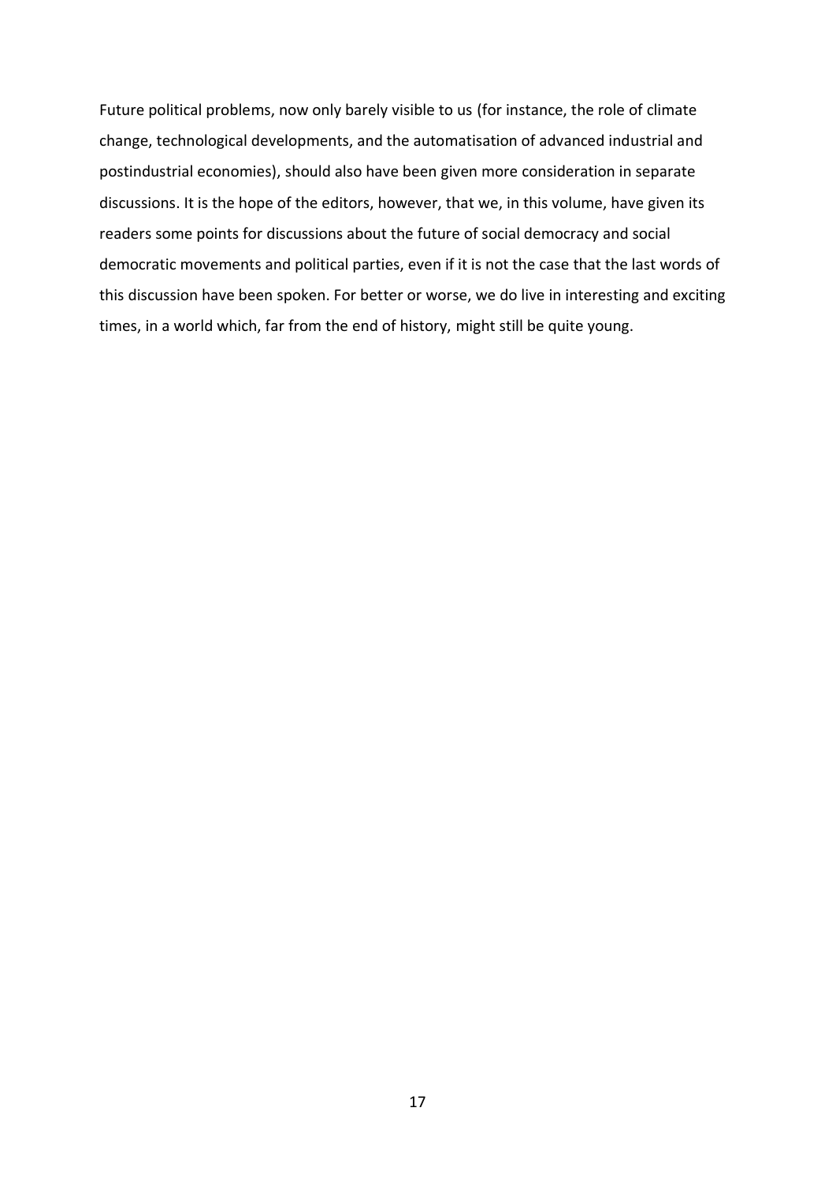Future political problems, now only barely visible to us (for instance, the role of climate change, technological developments, and the automatisation of advanced industrial and postindustrial economies), should also have been given more consideration in separate discussions. It is the hope of the editors, however, that we, in this volume, have given its readers some points for discussions about the future of social democracy and social democratic movements and political parties, even if it is not the case that the last words of this discussion have been spoken. For better or worse, we do live in interesting and exciting times, in a world which, far from the end of history, might still be quite young.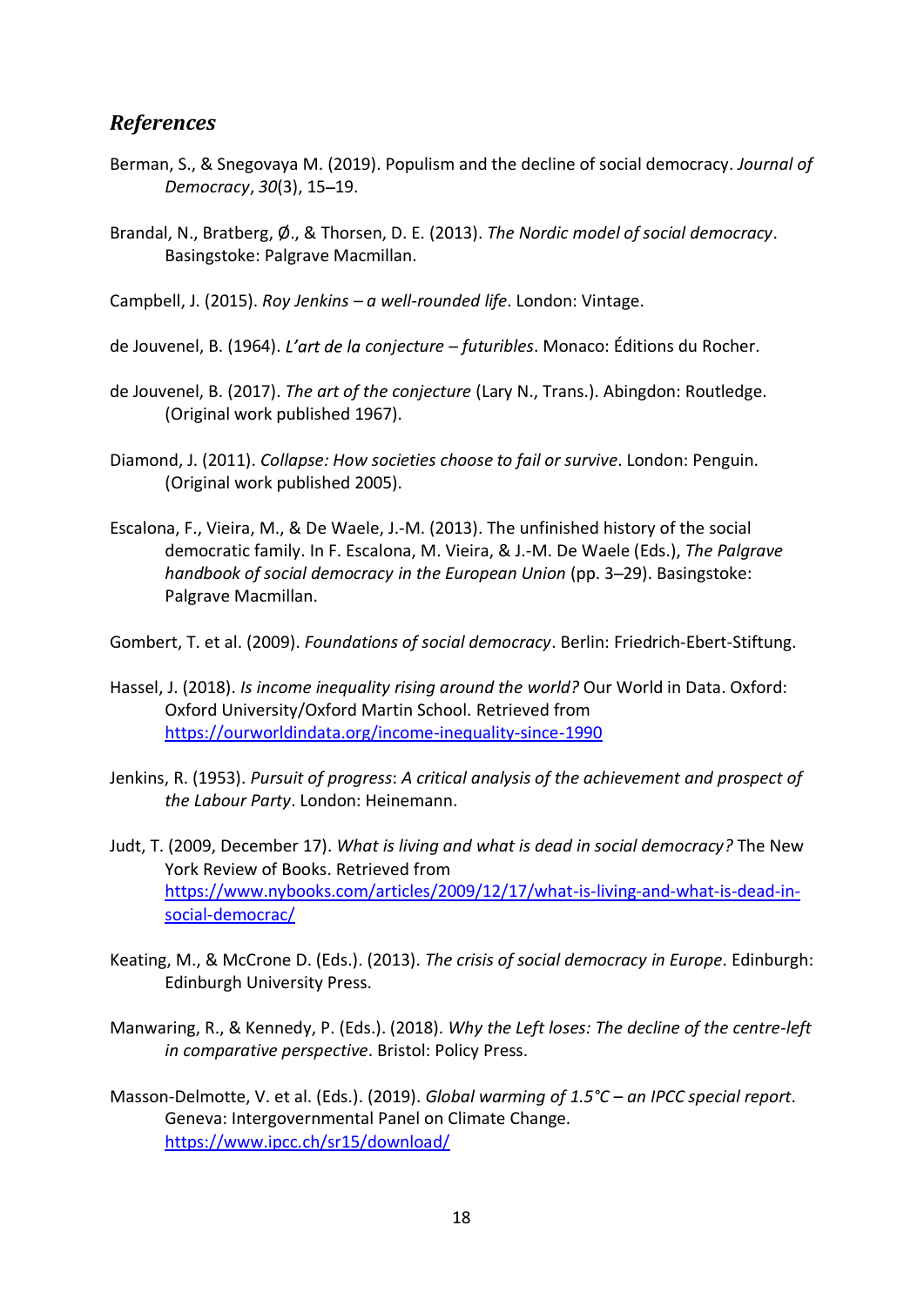## *References*

Berman, S., & Snegovaya M. (2019). Populism and the decline of social democracy. *Journal of Democracy*, *30*(3), 15–19.

Brandal, N., Bratberg, Ø., & Thorsen, D. E. (2013). *The Nordic model of social democracy*. Basingstoke: Palgrave Macmillan.

Campbell, J. (2015). *Roy Jenkins – a well-rounded life*. London: Vintage.

de Jouvenel, B. (1964). *L'art de la conjecture – futuribles*. Monaco: Éditions du Rocher.

de Jouvenel, B. (2017). *The art of the conjecture* (Lary N., Trans.). Abingdon: Routledge. (Original work published 1967).

Diamond, J. (2011). *Collapse: How societies choose to fail or survive*. London: Penguin. (Original work published 2005).

Escalona, F., Vieira, M., & De Waele, J.-M. (2013). The unfinished history of the social democratic family. In F. Escalona, M. Vieira, & J.-M. De Waele (Eds.), *The Palgrave handbook of social democracy in the European Union* (pp. 3–29). Basingstoke: Palgrave Macmillan.

Gombert, T. et al. (2009). *Foundations of social democracy*. Berlin: Friedrich-Ebert-Stiftung.

Hassel, J. (2018). *Is income inequality rising around the world?* Our World in Data. Oxford: Oxford University/Oxford Martin School. Retrieved from https://ourworldindata.org/income-inequality-since-1990

Jenkins, R. (1953). *Pursuit of progress*: *A critical analysis of the achievement and prospect of the Labour Party*. London: Heinemann.

Judt, T. (2009, December 17). *What is living and what is dead in social democracy?* The New York Review of Books. Retrieved from https://www.nybooks.com/articles/2009/12/17/what-is-living-and-what-is-dead-in-social-democrac/

Keating, M., & McCrone D. (Eds.). (2013). *The crisis of social democracy in Europe*. Edinburgh: Edinburgh University Press.

Manwaring, R., & Kennedy, P. (Eds.). (2018). *Why the Left loses: The decline of the centre-left in comparative perspective*. Bristol: Policy Press.

Masson-Delmotte, V. et al. (Eds.). (2019). *Global warming of 1.5°C – an IPCC special report*. Geneva: Intergovernmental Panel on Climate Change. https://www.ipcc.ch/sr15/download/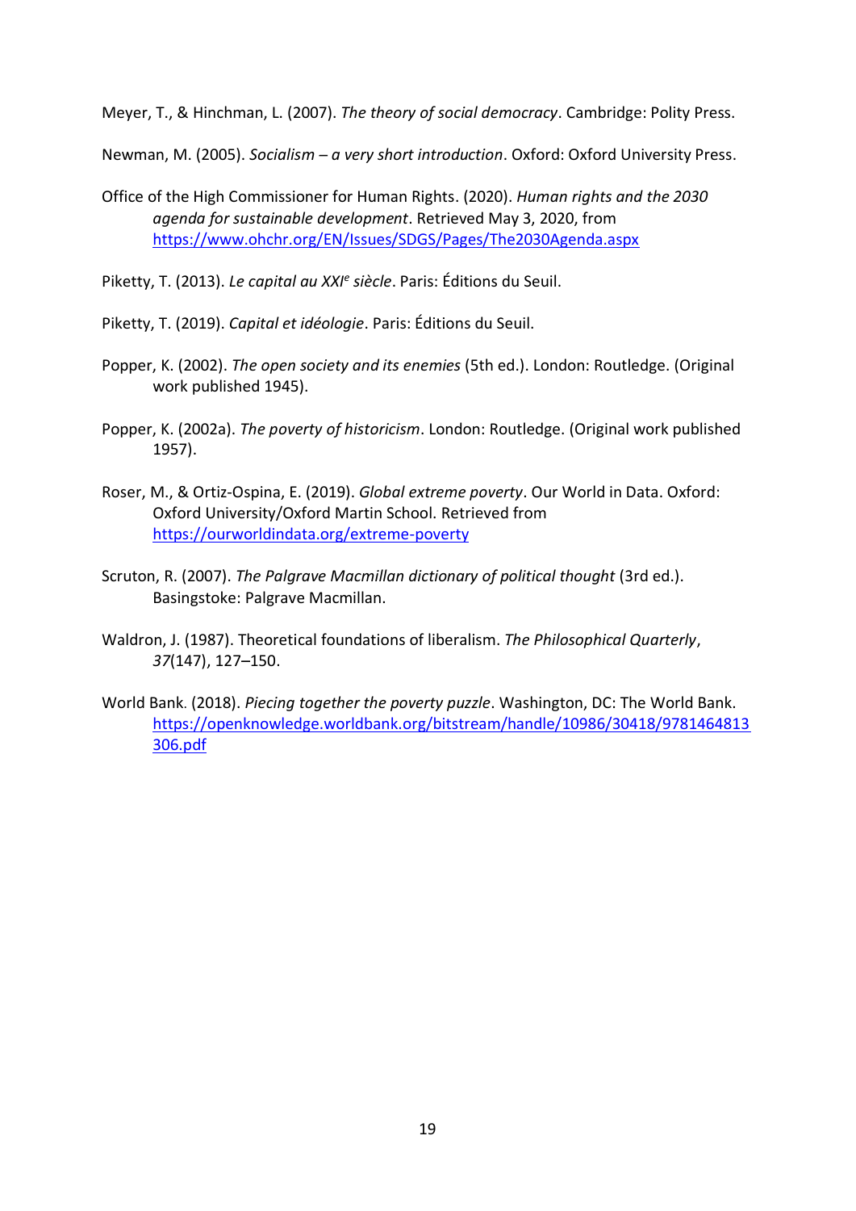Meyer, T., & Hinchman, L. (2007). *The theory of social democracy*. Cambridge: Polity Press.

Newman, M. (2005). *Socialism – a very short introduction*. Oxford: Oxford University Press.

Office of the High Commissioner for Human Rights. (2020). *Human rights and the 2030 agenda for sustainable development*. Retrieved May 3, 2020, from https://www.ohchr.org/EN/Issues/SDGS/Pages/The2030Agenda.aspx

Piketty, T. (2013). *Le capital au XXI^e siècle*. Paris: Éditions du Seuil.

Piketty, T. (2019). *Capital et idéologie*. Paris: Éditions du Seuil.

Popper, K. (2002). *The open society and its enemies* (5th ed.). London: Routledge. (Original work published 1945).

Popper, K. (2002a). *The poverty of historicism*. London: Routledge. (Original work published 1957).

Roser, M., & Ortiz-Ospina, E. (2019). *Global extreme poverty*. Our World in Data. Oxford: Oxford University/Oxford Martin School. Retrieved from https://ourworldindata.org/extreme-poverty

Scruton, R. (2007). *The Palgrave Macmillan dictionary of political thought* (3rd ed.). Basingstoke: Palgrave Macmillan.

Waldron, J. (1987). Theoretical foundations of liberalism. *The Philosophical Quarterly*, *37*(147), 127–150.

World Bank. (2018). *Piecing together the poverty puzzle*. Washington, DC: The World Bank. https://openknowledge.worldbank.org/bitstream/handle/10986/30418/9781464813306.pdf